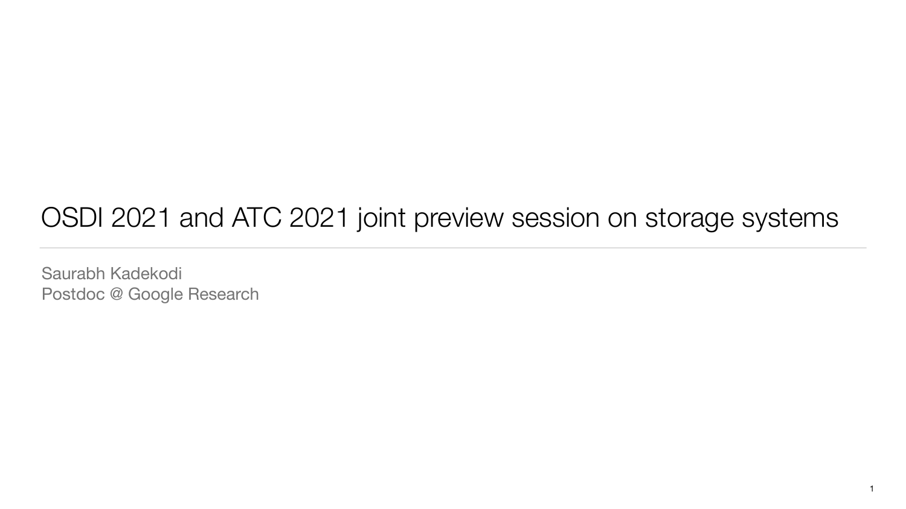# OSDI 2021 and ATC 2021 joint preview session on storage systems

Saurabh Kadekodi
Postdoc @ Google Research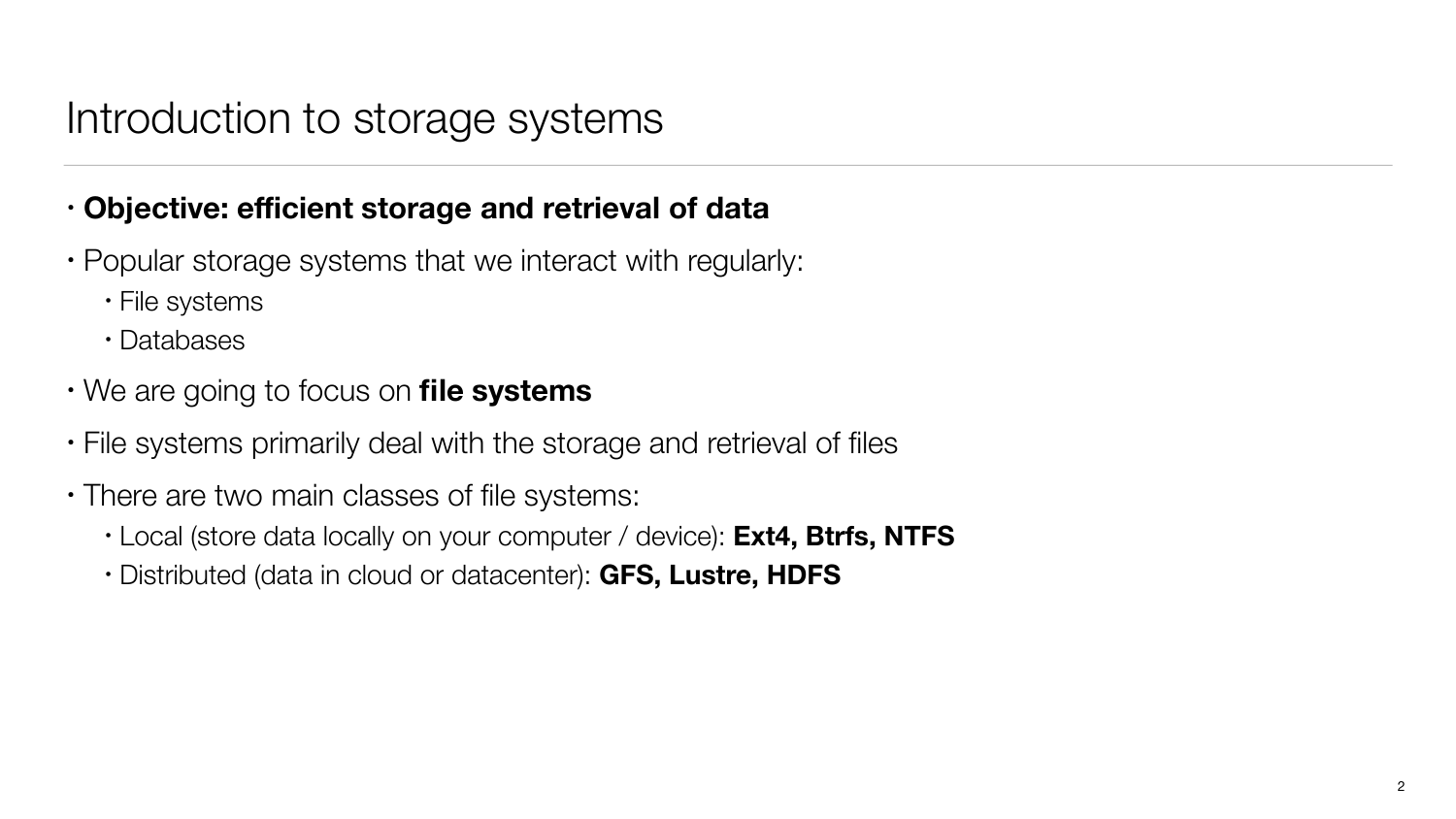# Introduction to storage systems

- **Objective: efficient storage and retrieval of data**
- Popular storage systems that we interact with regularly:
  - File systems
  - Databases
- We are going to focus on **file systems**
- File systems primarily deal with the storage and retrieval of files
- There are two main classes of file systems:
  - Local (store data locally on your computer / device): **Ext4, Btrfs, NTFS**
  - Distributed (data in cloud or datacenter): **GFS, Lustre, HDFS**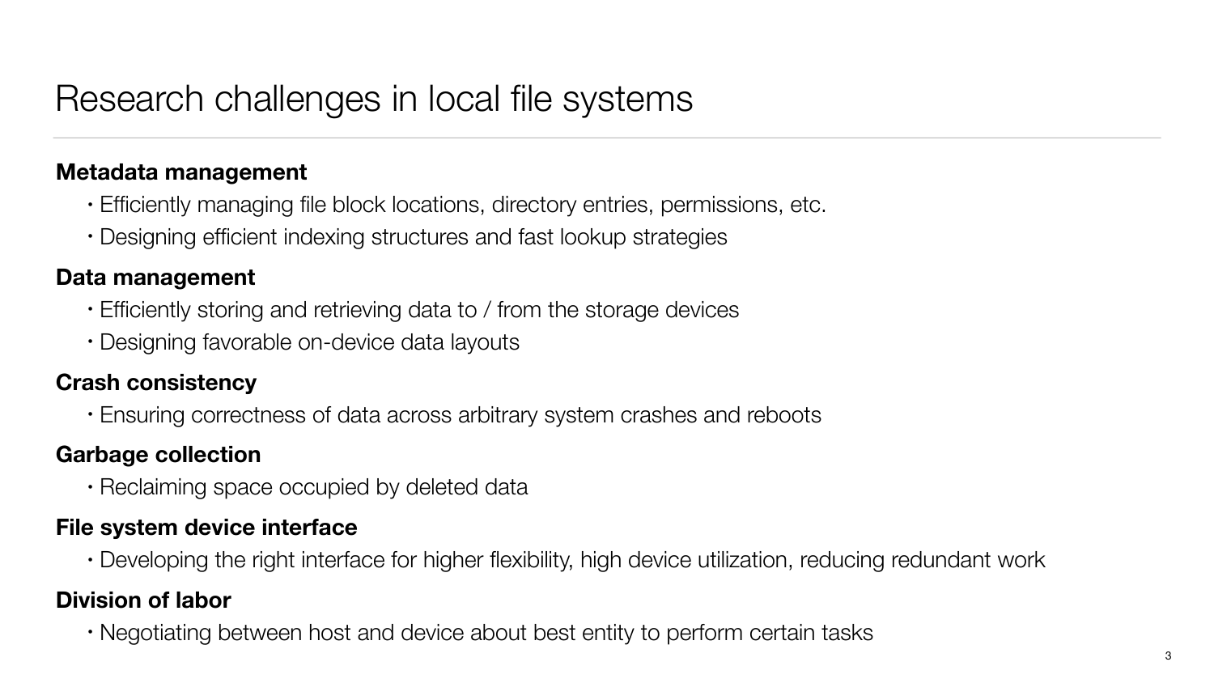# Research challenges in local file systems

**Metadata management**

- Efficiently managing file block locations, directory entries, permissions, etc.
- Designing efficient indexing structures and fast lookup strategies

**Data management**

- Efficiently storing and retrieving data to / from the storage devices
- Designing favorable on-device data layouts

**Crash consistency**

- Ensuring correctness of data across arbitrary system crashes and reboots

**Garbage collection**

- Reclaiming space occupied by deleted data

**File system device interface**

- Developing the right interface for higher flexibility, high device utilization, reducing redundant work

**Division of labor**

- Negotiating between host and device about best entity to perform certain tasks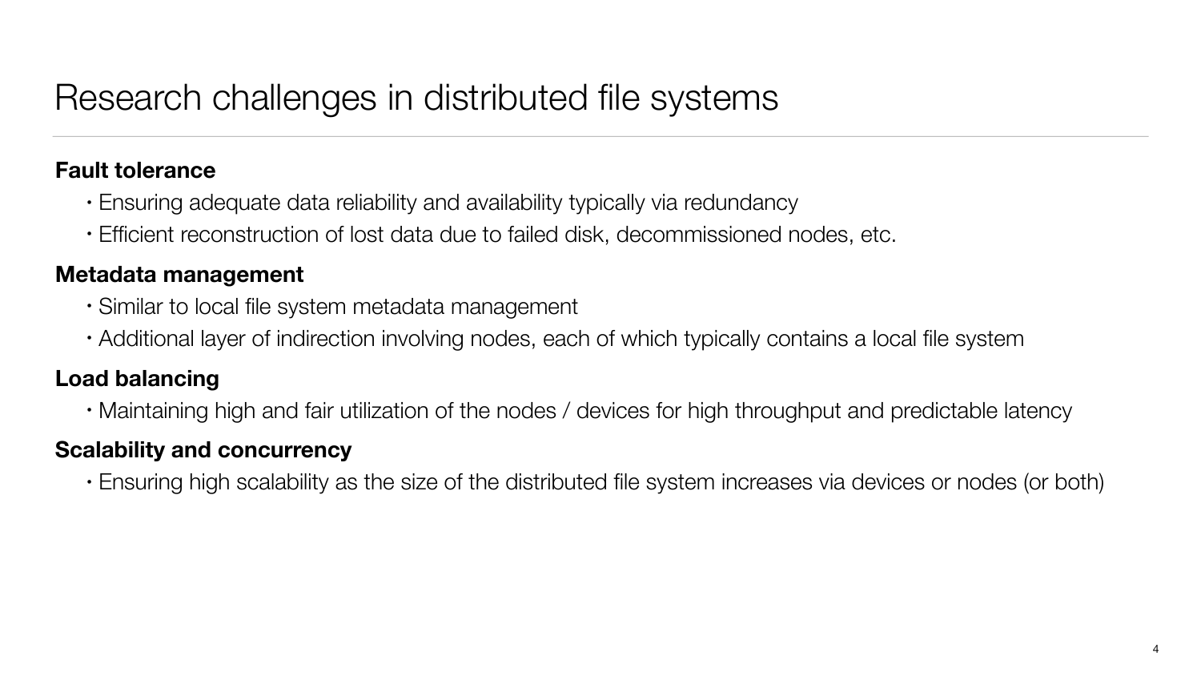# Research challenges in distributed file systems

**Fault tolerance**

- Ensuring adequate data reliability and availability typically via redundancy
- Efficient reconstruction of lost data due to failed disk, decommissioned nodes, etc.

**Metadata management**

- Similar to local file system metadata management
- Additional layer of indirection involving nodes, each of which typically contains a local file system

**Load balancing**

- Maintaining high and fair utilization of the nodes / devices for high throughput and predictable latency

**Scalability and concurrency**

- Ensuring high scalability as the size of the distributed file system increases via devices or nodes (or both)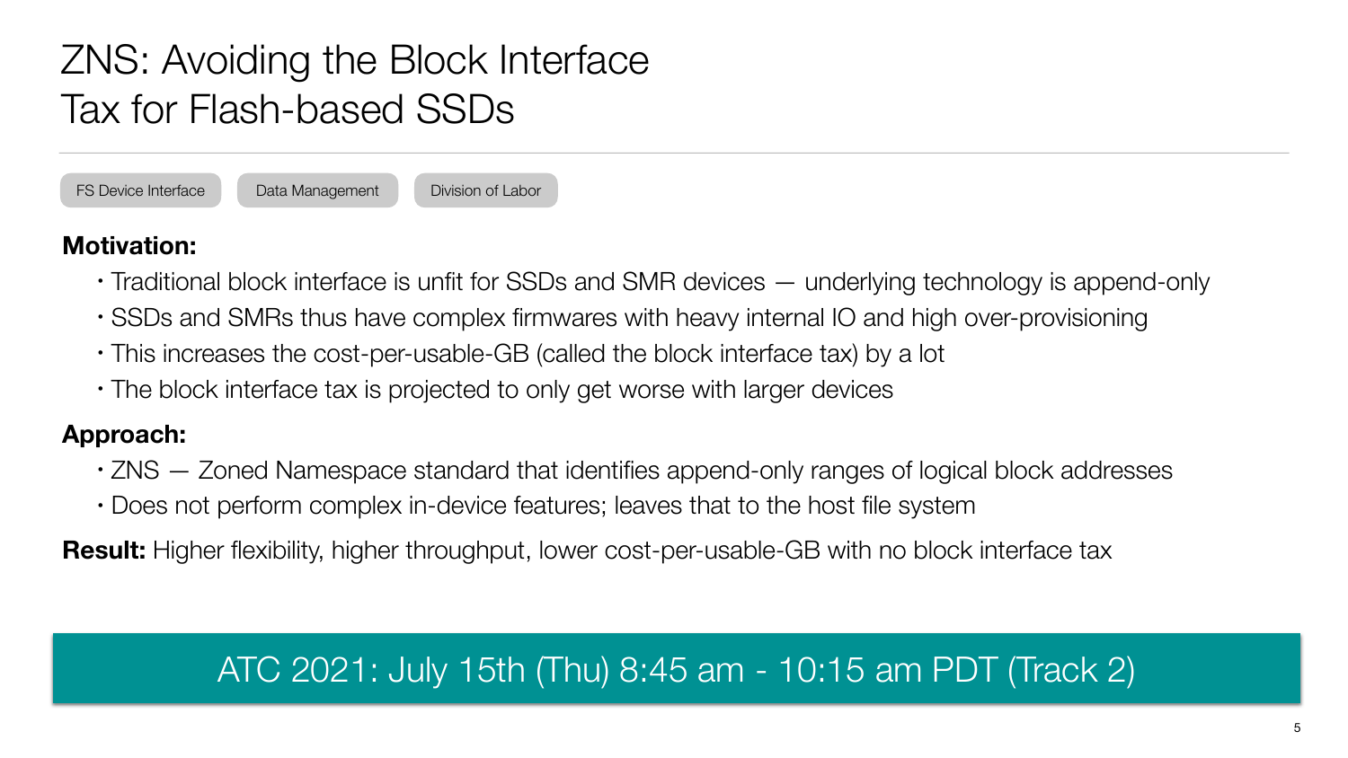# ZNS: Avoiding the Block Interface Tax for Flash-based SSDs

FS Device Interface | Data Management | Division of Labor

**Motivation:**

- Traditional block interface is unfit for SSDs and SMR devices — underlying technology is append-only
- SSDs and SMRs thus have complex firmwares with heavy internal IO and high over-provisioning
- This increases the cost-per-usable-GB (called the block interface tax) by a lot
- The block interface tax is projected to only get worse with larger devices

**Approach:**

- ZNS — Zoned Namespace standard that identifies append-only ranges of logical block addresses
- Does not perform complex in-device features; leaves that to the host file system

**Result:** Higher flexibility, higher throughput, lower cost-per-usable-GB with no block interface tax

ATC 2021: July 15th (Thu) 8:45 am - 10:15 am PDT (Track 2)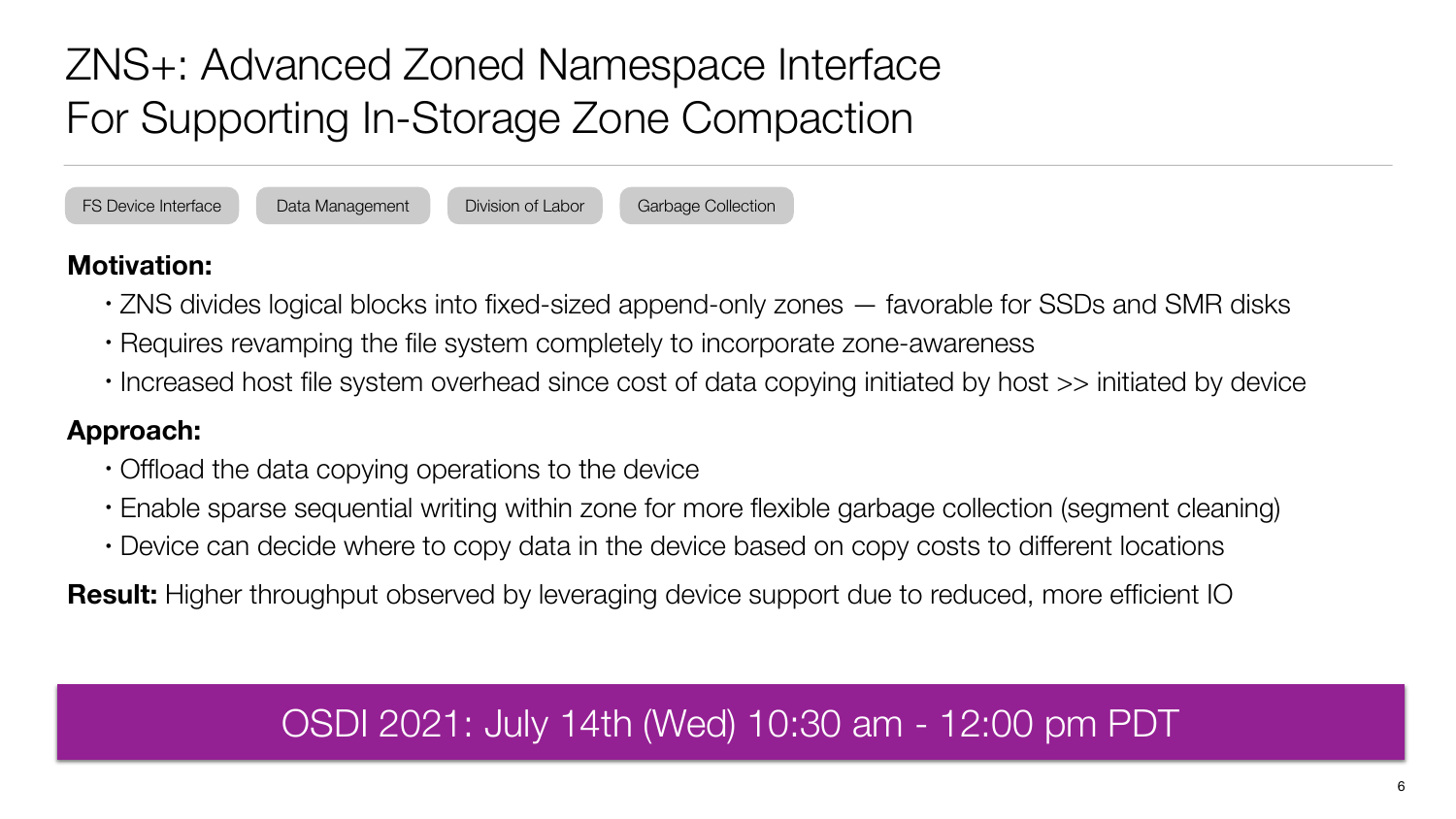# ZNS+: Advanced Zoned Namespace Interface For Supporting In-Storage Zone Compaction

FS Device Interface | Data Management | Division of Labor | Garbage Collection

**Motivation:**

- ZNS divides logical blocks into fixed-sized append-only zones — favorable for SSDs and SMR disks
- Requires revamping the file system completely to incorporate zone-awareness
- Increased host file system overhead since cost of data copying initiated by host >> initiated by device

**Approach:**

- Offload the data copying operations to the device
- Enable sparse sequential writing within zone for more flexible garbage collection (segment cleaning)
- Device can decide where to copy data in the device based on copy costs to different locations

**Result:** Higher throughput observed by leveraging device support due to reduced, more efficient IO

OSDI 2021: July 14th (Wed) 10:30 am - 12:00 pm PDT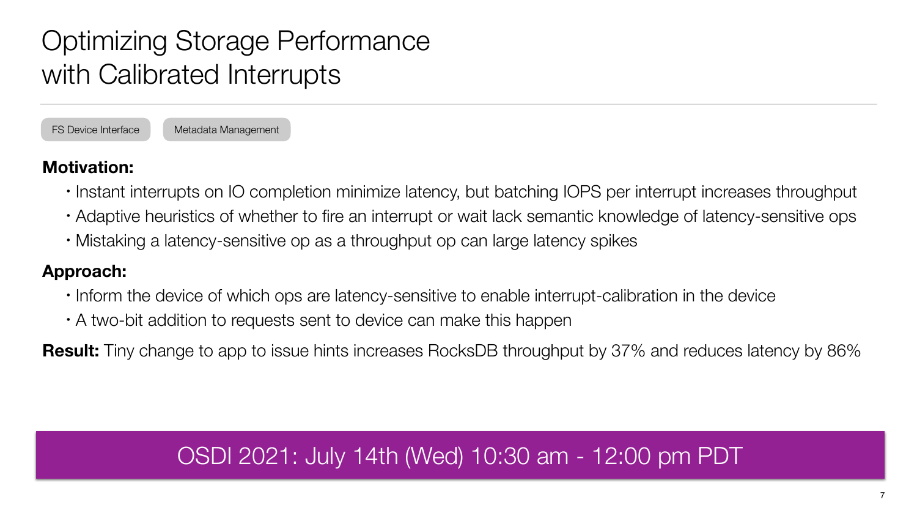# Optimizing Storage Performance with Calibrated Interrupts

FS Device Interface | Metadata Management

**Motivation:**

- Instant interrupts on IO completion minimize latency, but batching IOPS per interrupt increases throughput
- Adaptive heuristics of whether to fire an interrupt or wait lack semantic knowledge of latency-sensitive ops
- Mistaking a latency-sensitive op as a throughput op can large latency spikes

**Approach:**

- Inform the device of which ops are latency-sensitive to enable interrupt-calibration in the device
- A two-bit addition to requests sent to device can make this happen

**Result:** Tiny change to app to issue hints increases RocksDB throughput by 37% and reduces latency by 86%

OSDI 2021: July 14th (Wed) 10:30 am - 12:00 pm PDT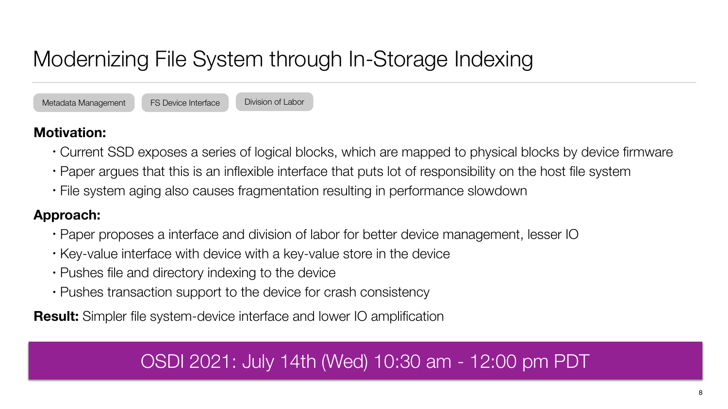# Modernizing File System through In-Storage Indexing

Metadata Management | FS Device Interface | Division of Labor

**Motivation:**

- Current SSD exposes a series of logical blocks, which are mapped to physical blocks by device firmware
- Paper argues that this is an inflexible interface that puts lot of responsibility on the host file system
- File system aging also causes fragmentation resulting in performance slowdown

**Approach:**

- Paper proposes a interface and division of labor for better device management, lesser IO
- Key-value interface with device with a key-value store in the device
- Pushes file and directory indexing to the device
- Pushes transaction support to the device for crash consistency

**Result:** Simpler file system-device interface and lower IO amplification

OSDI 2021: July 14th (Wed) 10:30 am - 12:00 pm PDT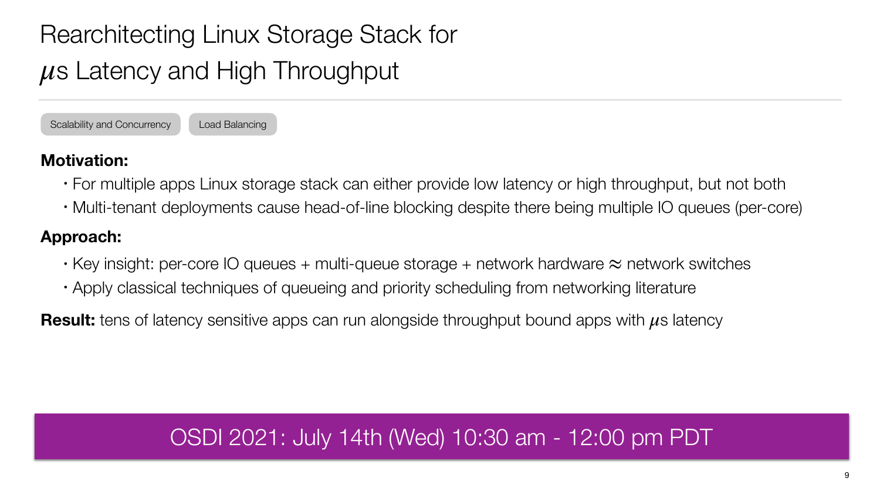# Rearchitecting Linux Storage Stack for $\mu$s Latency and High Throughput

Scalability and Concurrency | Load Balancing

**Motivation:**

- For multiple apps Linux storage stack can either provide low latency or high throughput, but not both
- Multi-tenant deployments cause head-of-line blocking despite there being multiple IO queues (per-core)

**Approach:**

- Key insight: per-core IO queues + multi-queue storage + network hardware $\approx$ network switches
- Apply classical techniques of queueing and priority scheduling from networking literature

**Result:** tens of latency sensitive apps can run alongside throughput bound apps with $\mu$s latency

OSDI 2021: July 14th (Wed) 10:30 am - 12:00 pm PDT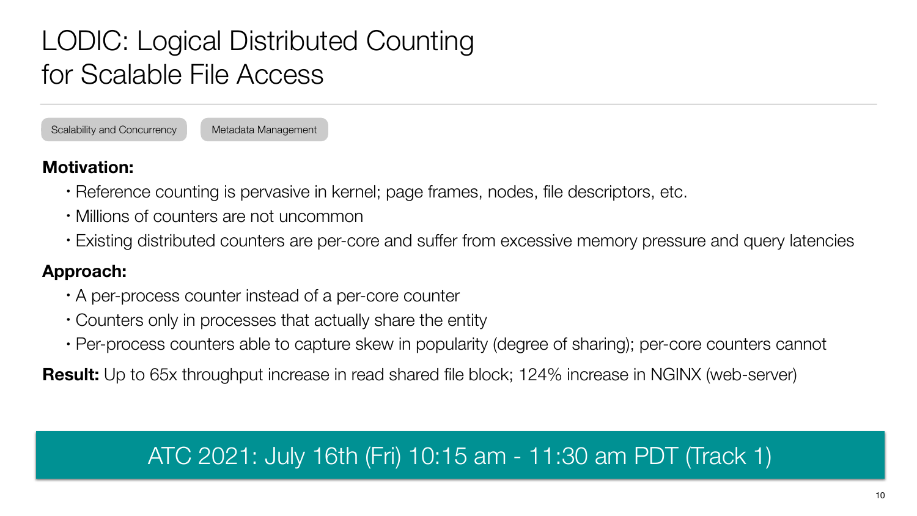# LODIC: Logical Distributed Counting for Scalable File Access

Scalability and Concurrency | Metadata Management

**Motivation:**

- Reference counting is pervasive in kernel; page frames, nodes, file descriptors, etc.
- Millions of counters are not uncommon
- Existing distributed counters are per-core and suffer from excessive memory pressure and query latencies

**Approach:**

- A per-process counter instead of a per-core counter
- Counters only in processes that actually share the entity
- Per-process counters able to capture skew in popularity (degree of sharing); per-core counters cannot

**Result:** Up to 65x throughput increase in read shared file block; 124% increase in NGINX (web-server)

ATC 2021: July 16th (Fri) 10:15 am - 11:30 am PDT (Track 1)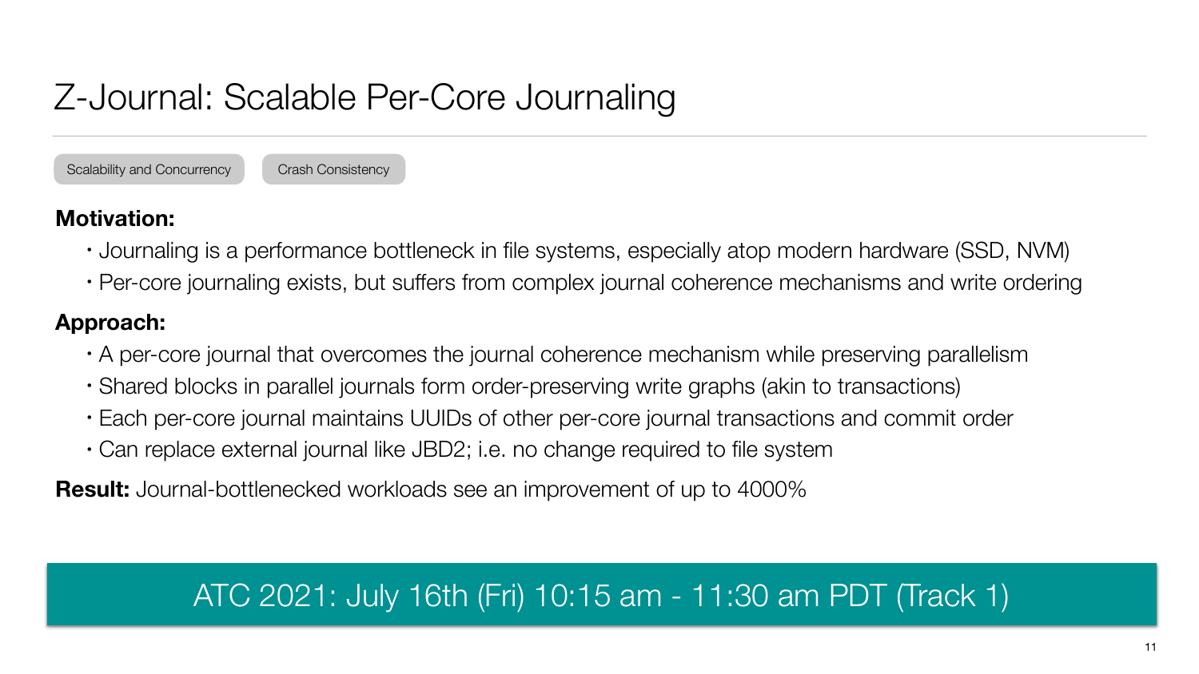# Z-Journal: Scalable Per-Core Journaling

Scalability and Concurrency | Crash Consistency

**Motivation:**

- Journaling is a performance bottleneck in file systems, especially atop modern hardware (SSD, NVM)
- Per-core journaling exists, but suffers from complex journal coherence mechanisms and write ordering

**Approach:**

- A per-core journal that overcomes the journal coherence mechanism while preserving parallelism
- Shared blocks in parallel journals form order-preserving write graphs (akin to transactions)
- Each per-core journal maintains UUIDs of other per-core journal transactions and commit order
- Can replace external journal like JBD2; i.e. no change required to file system

**Result:** Journal-bottlenecked workloads see an improvement of up to 4000%

ATC 2021: July 16th (Fri) 10:15 am - 11:30 am PDT (Track 1)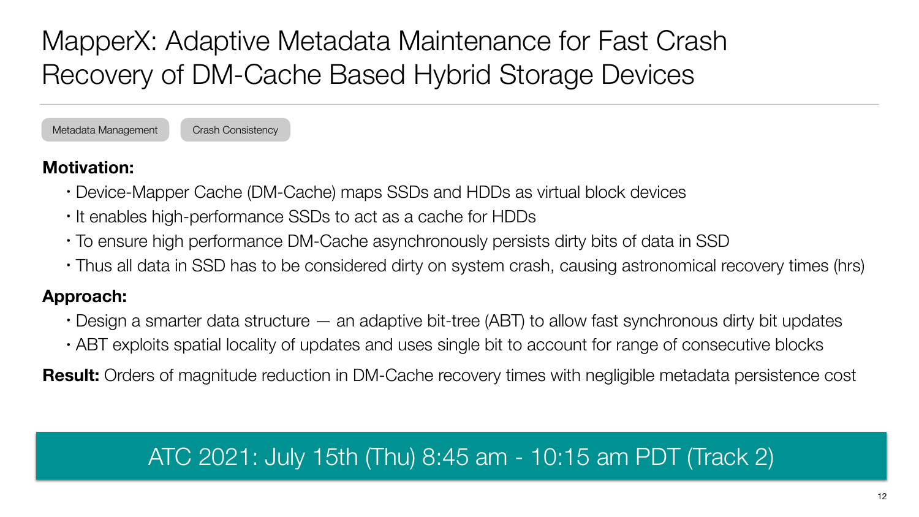# MapperX: Adaptive Metadata Maintenance for Fast Crash Recovery of DM-Cache Based Hybrid Storage Devices

Metadata Management | Crash Consistency

**Motivation:**

- Device-Mapper Cache (DM-Cache) maps SSDs and HDDs as virtual block devices
- It enables high-performance SSDs to act as a cache for HDDs
- To ensure high performance DM-Cache asynchronously persists dirty bits of data in SSD
- Thus all data in SSD has to be considered dirty on system crash, causing astronomical recovery times (hrs)

**Approach:**

- Design a smarter data structure — an adaptive bit-tree (ABT) to allow fast synchronous dirty bit updates
- ABT exploits spatial locality of updates and uses single bit to account for range of consecutive blocks

**Result:** Orders of magnitude reduction in DM-Cache recovery times with negligible metadata persistence cost

ATC 2021: July 15th (Thu) 8:45 am - 10:15 am PDT (Track 2)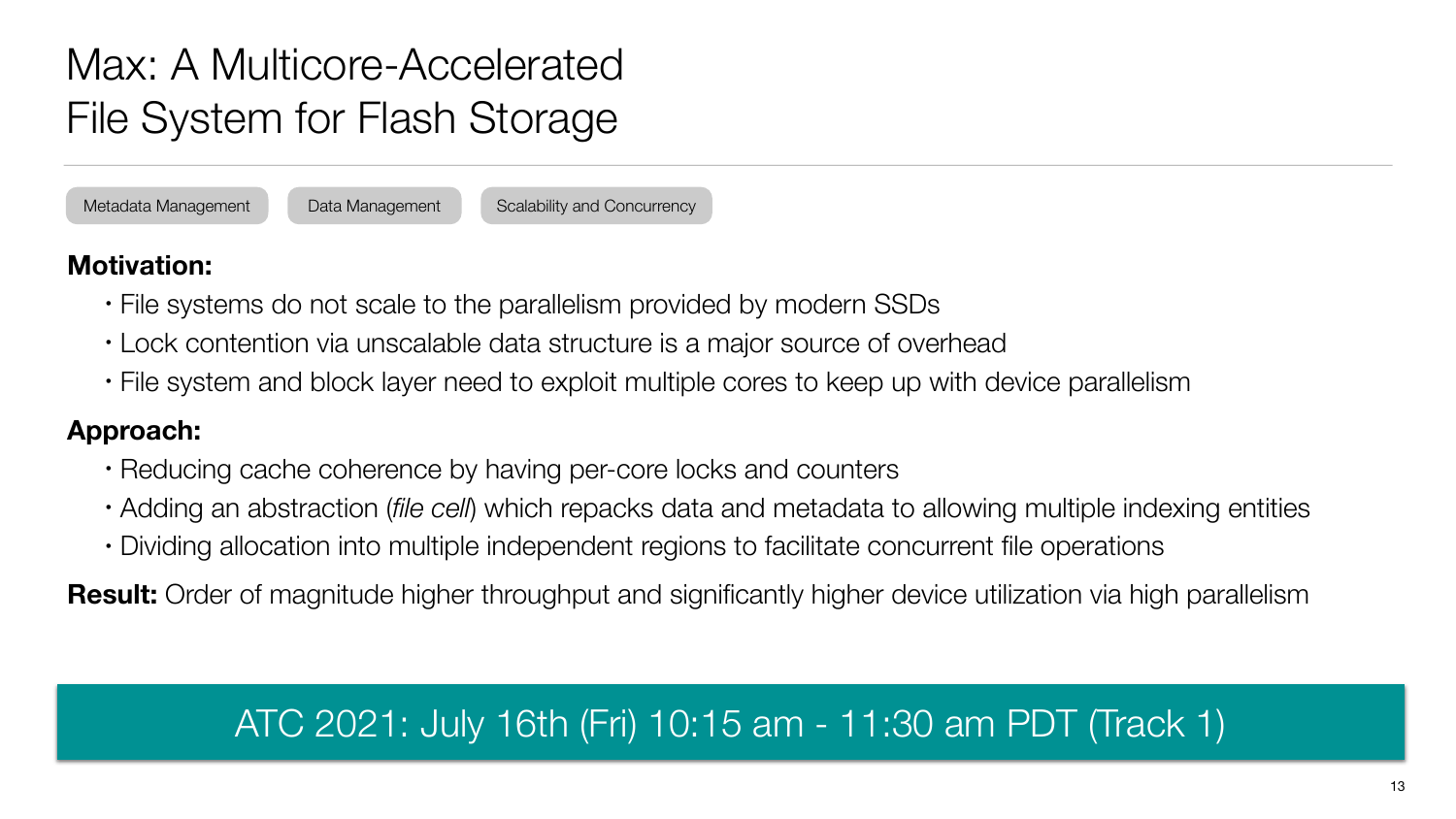# Max: A Multicore-Accelerated File System for Flash Storage

Metadata Management | Data Management | Scalability and Concurrency

**Motivation:**

- File systems do not scale to the parallelism provided by modern SSDs
- Lock contention via unscalable data structure is a major source of overhead
- File system and block layer need to exploit multiple cores to keep up with device parallelism

**Approach:**

- Reducing cache coherence by having per-core locks and counters
- Adding an abstraction (*file cell*) which repacks data and metadata to allowing multiple indexing entities
- Dividing allocation into multiple independent regions to facilitate concurrent file operations

**Result:** Order of magnitude higher throughput and significantly higher device utilization via high parallelism

ATC 2021: July 16th (Fri) 10:15 am - 11:30 am PDT (Track 1)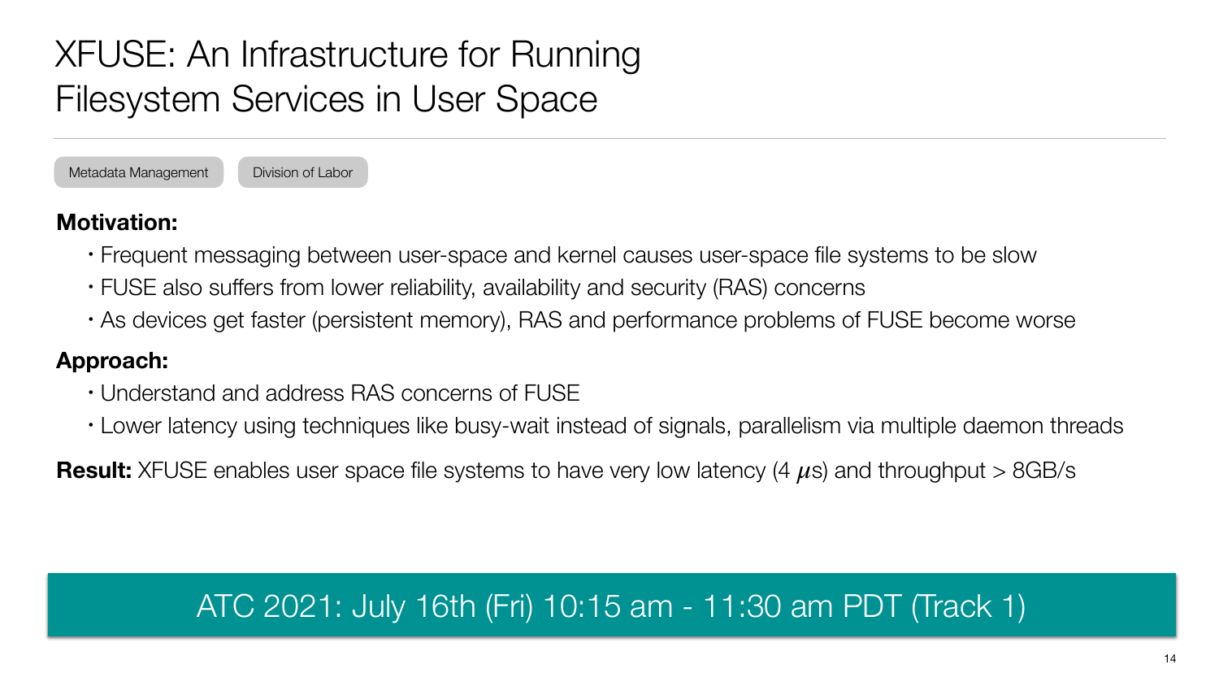# XFUSE: An Infrastructure for Running Filesystem Services in User Space

Metadata Management | Division of Labor

**Motivation:**

- Frequent messaging between user-space and kernel causes user-space file systems to be slow
- FUSE also suffers from lower reliability, availability and security (RAS) concerns
- As devices get faster (persistent memory), RAS and performance problems of FUSE become worse

**Approach:**

- Understand and address RAS concerns of FUSE
- Lower latency using techniques like busy-wait instead of signals, parallelism via multiple daemon threads

**Result:** XFUSE enables user space file systems to have very low latency (4 $\mu$s) and throughput > 8GB/s

ATC 2021: July 16th (Fri) 10:15 am - 11:30 am PDT (Track 1)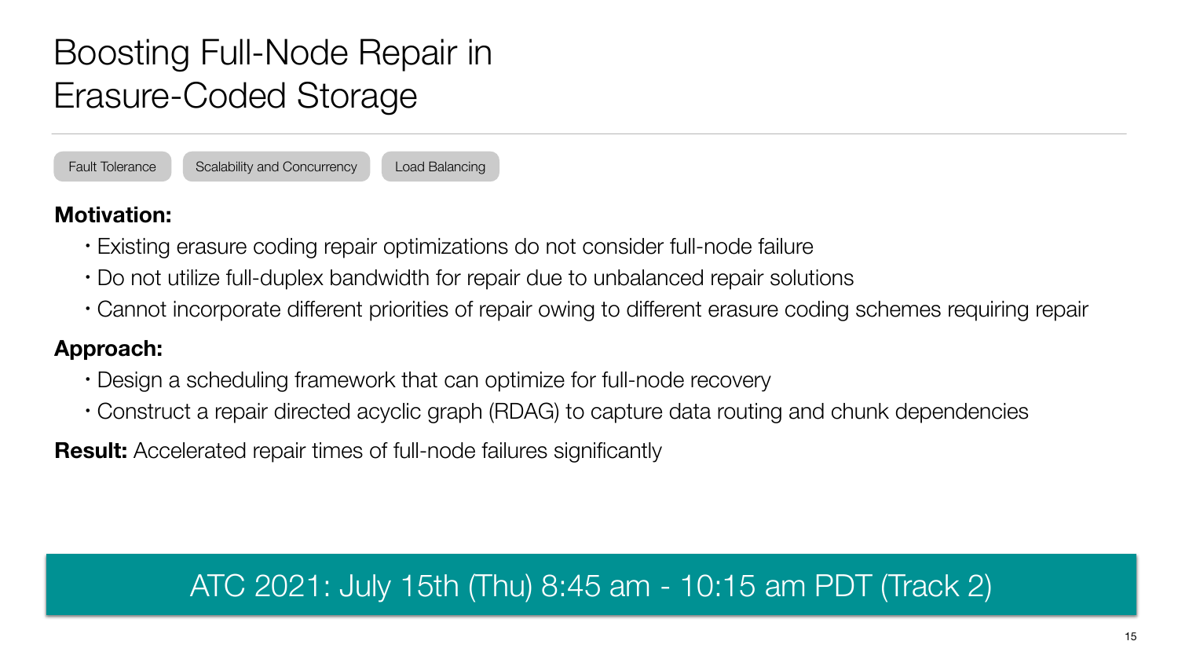# Boosting Full-Node Repair in Erasure-Coded Storage

Fault Tolerance | Scalability and Concurrency | Load Balancing

**Motivation:**

- Existing erasure coding repair optimizations do not consider full-node failure
- Do not utilize full-duplex bandwidth for repair due to unbalanced repair solutions
- Cannot incorporate different priorities of repair owing to different erasure coding schemes requiring repair

**Approach:**

- Design a scheduling framework that can optimize for full-node recovery
- Construct a repair directed acyclic graph (RDAG) to capture data routing and chunk dependencies

**Result:** Accelerated repair times of full-node failures significantly

ATC 2021: July 15th (Thu) 8:45 am - 10:15 am PDT (Track 2)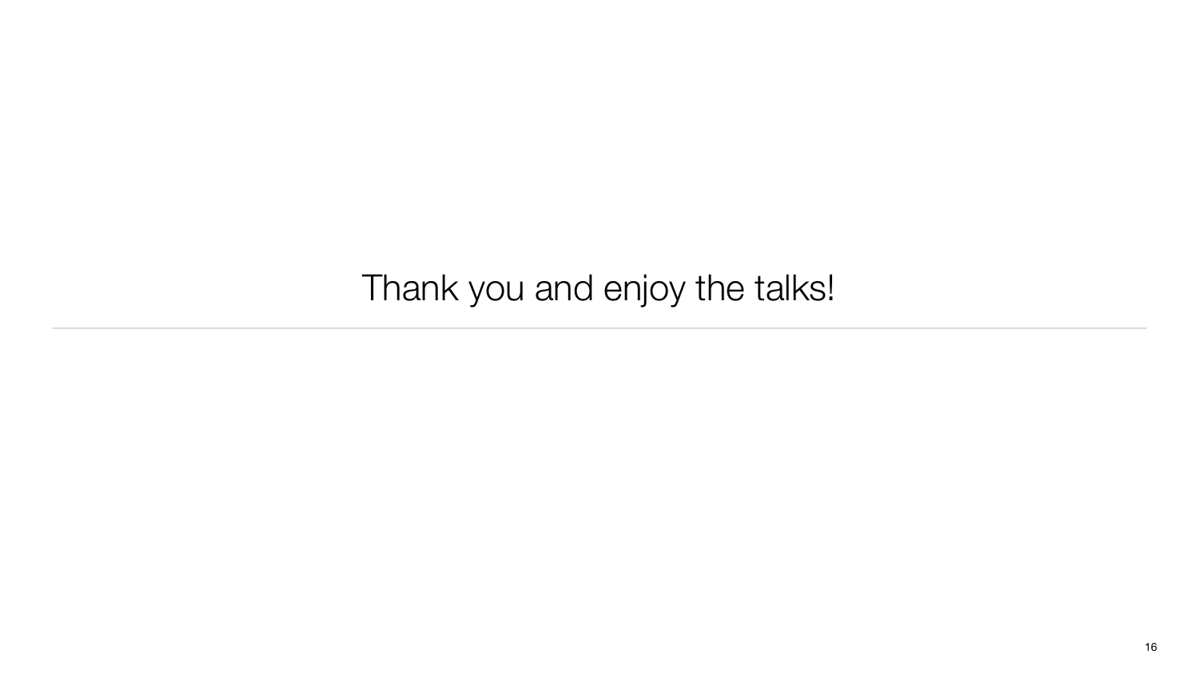Thank you and enjoy the talks!

---